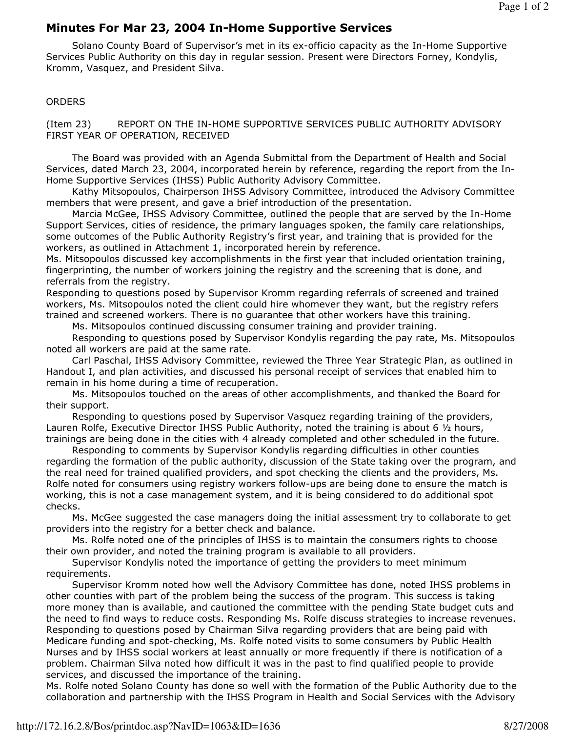# Minutes For Mar 23, 2004 In-Home Supportive Services

Solano County Board of Supervisor's met in its ex-officio capacity as the In-Home Supportive Services Public Authority on this day in regular session. Present were Directors Forney, Kondylis, Kromm, Vasquez, and President Silva.

ORDERS

(Item 23) REPORT ON THE IN-HOME SUPPORTIVE SERVICES PUBLIC AUTHORITY ADVISORY FIRST YEAR OF OPERATION, RECEIVED

The Board was provided with an Agenda Submittal from the Department of Health and Social Services, dated March 23, 2004, incorporated herein by reference, regarding the report from the In-Home Supportive Services (IHSS) Public Authority Advisory Committee.

Kathy Mitsopoulos, Chairperson IHSS Advisory Committee, introduced the Advisory Committee members that were present, and gave a brief introduction of the presentation.

Marcia McGee, IHSS Advisory Committee, outlined the people that are served by the In-Home Support Services, cities of residence, the primary languages spoken, the family care relationships, some outcomes of the Public Authority Registry's first year, and training that is provided for the workers, as outlined in Attachment 1, incorporated herein by reference.

Ms. Mitsopoulos discussed key accomplishments in the first year that included orientation training, fingerprinting, the number of workers joining the registry and the screening that is done, and referrals from the registry.

Responding to questions posed by Supervisor Kromm regarding referrals of screened and trained workers, Ms. Mitsopoulos noted the client could hire whomever they want, but the registry refers trained and screened workers. There is no guarantee that other workers have this training.

Ms. Mitsopoulos continued discussing consumer training and provider training.

Responding to questions posed by Supervisor Kondylis regarding the pay rate, Ms. Mitsopoulos noted all workers are paid at the same rate.

Carl Paschal, IHSS Advisory Committee, reviewed the Three Year Strategic Plan, as outlined in Handout I, and plan activities, and discussed his personal receipt of services that enabled him to remain in his home during a time of recuperation.

Ms. Mitsopoulos touched on the areas of other accomplishments, and thanked the Board for their support.

Responding to questions posed by Supervisor Vasquez regarding training of the providers, Lauren Rolfe, Executive Director IHSS Public Authority, noted the training is about 6 ½ hours, trainings are being done in the cities with 4 already completed and other scheduled in the future.

Responding to comments by Supervisor Kondylis regarding difficulties in other counties regarding the formation of the public authority, discussion of the State taking over the program, and the real need for trained qualified providers, and spot checking the clients and the providers, Ms. Rolfe noted for consumers using registry workers follow-ups are being done to ensure the match is working, this is not a case management system, and it is being considered to do additional spot checks.

Ms. McGee suggested the case managers doing the initial assessment try to collaborate to get providers into the registry for a better check and balance.

Ms. Rolfe noted one of the principles of IHSS is to maintain the consumers rights to choose their own provider, and noted the training program is available to all providers.

Supervisor Kondylis noted the importance of getting the providers to meet minimum requirements.

Supervisor Kromm noted how well the Advisory Committee has done, noted IHSS problems in other counties with part of the problem being the success of the program. This success is taking more money than is available, and cautioned the committee with the pending State budget cuts and the need to find ways to reduce costs. Responding Ms. Rolfe discuss strategies to increase revenues.

Responding to questions posed by Chairman Silva regarding providers that are being paid with Medicare funding and spot-checking, Ms. Rolfe noted visits to some consumers by Public Health Nurses and by IHSS social workers at least annually or more frequently if there is notification of a problem. Chairman Silva noted how difficult it was in the past to find qualified people to provide services, and discussed the importance of the training.

Ms. Rolfe noted Solano County has done so well with the formation of the Public Authority due to the collaboration and partnership with the IHSS Program in Health and Social Services with the Advisory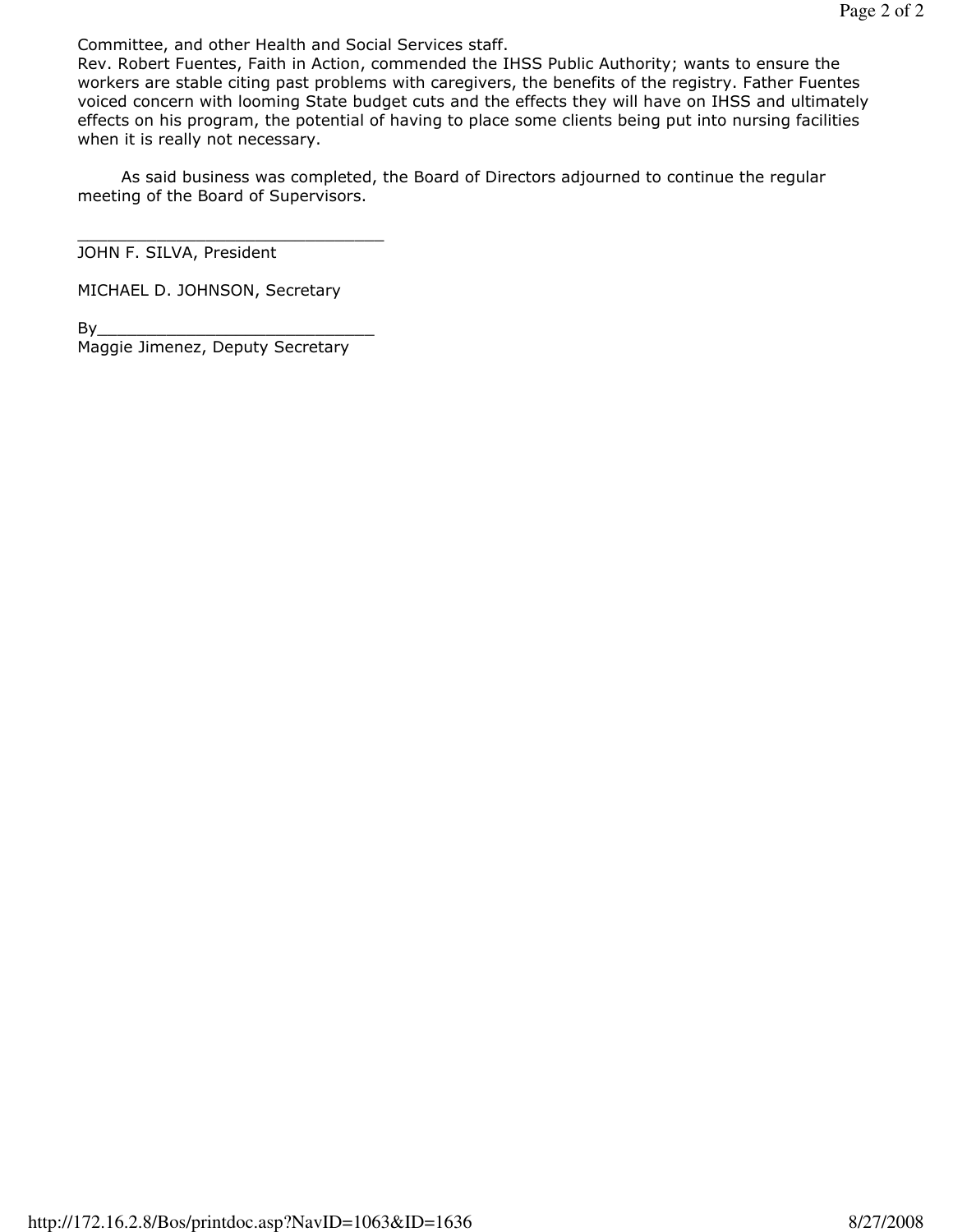Committee, and other Health and Social Services staff.

Rev. Robert Fuentes, Faith in Action, commended the IHSS Public Authority; wants to ensure the workers are stable citing past problems with caregivers, the benefits of the registry. Father Fuentes voiced concern with looming State budget cuts and the effects they will have on IHSS and ultimately effects on his program, the potential of having to place some clients being put into nursing facilities when it is really not necessary.

As said business was completed, the Board of Directors adjourned to continue the regular meeting of the Board of Supervisors.

_______________________________
JOHN F. SILVA, President

MICHAEL D. JOHNSON, Secretary

By____________________________
Maggie Jimenez, Deputy Secretary